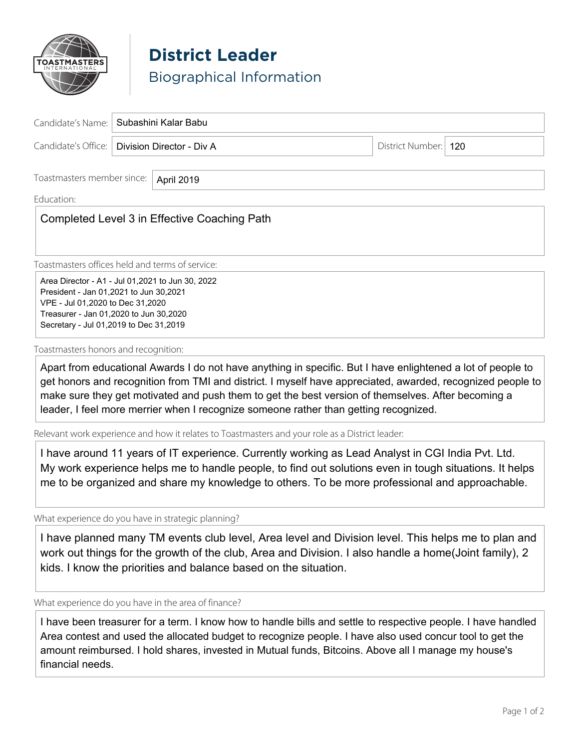# District Leader

## Biographical Information

**Candidate's Name:** Subashini Kalar Babu

**Candidate's Office:** Division Director - Div A

**District Number:** 120

**Toastmasters member since:** April 2019

**Education:**

Completed Level 3 in Effective Coaching Path

**Toastmasters offices held and terms of service:**

Area Director - A1 - Jul 01,2021 to Jun 30, 2022
President - Jan 01,2021 to Jun 30,2021
VPE - Jul 01,2020 to Dec 31,2020
Treasurer - Jan 01,2020 to Jun 30,2020
Secretary - Jul 01,2019 to Dec 31,2019

**Toastmasters honors and recognition:**

Apart from educational Awards I do not have anything in specific. But I have enlightened a lot of people to get honors and recognition from TMI and district. I myself have appreciated, awarded, recognized people to make sure they get motivated and push them to get the best version of themselves. After becoming a leader, I feel more merrier when I recognize someone rather than getting recognized.

**Relevant work experience and how it relates to Toastmasters and your role as a District leader:**

I have around 11 years of IT experience. Currently working as Lead Analyst in CGI India Pvt. Ltd. My work experience helps me to handle people, to find out solutions even in tough situations. It helps me to be organized and share my knowledge to others. To be more professional and approachable.

**What experience do you have in strategic planning?**

I have planned many TM events club level, Area level and Division level. This helps me to plan and work out things for the growth of the club, Area and Division. I also handle a home(Joint family), 2 kids. I know the priorities and balance based on the situation.

**What experience do you have in the area of finance?**

I have been treasurer for a term. I know how to handle bills and settle to respective people. I have handled Area contest and used the allocated budget to recognize people. I have also used concur tool to get the amount reimbursed. I hold shares, invested in Mutual funds, Bitcoins. Above all I manage my house's financial needs.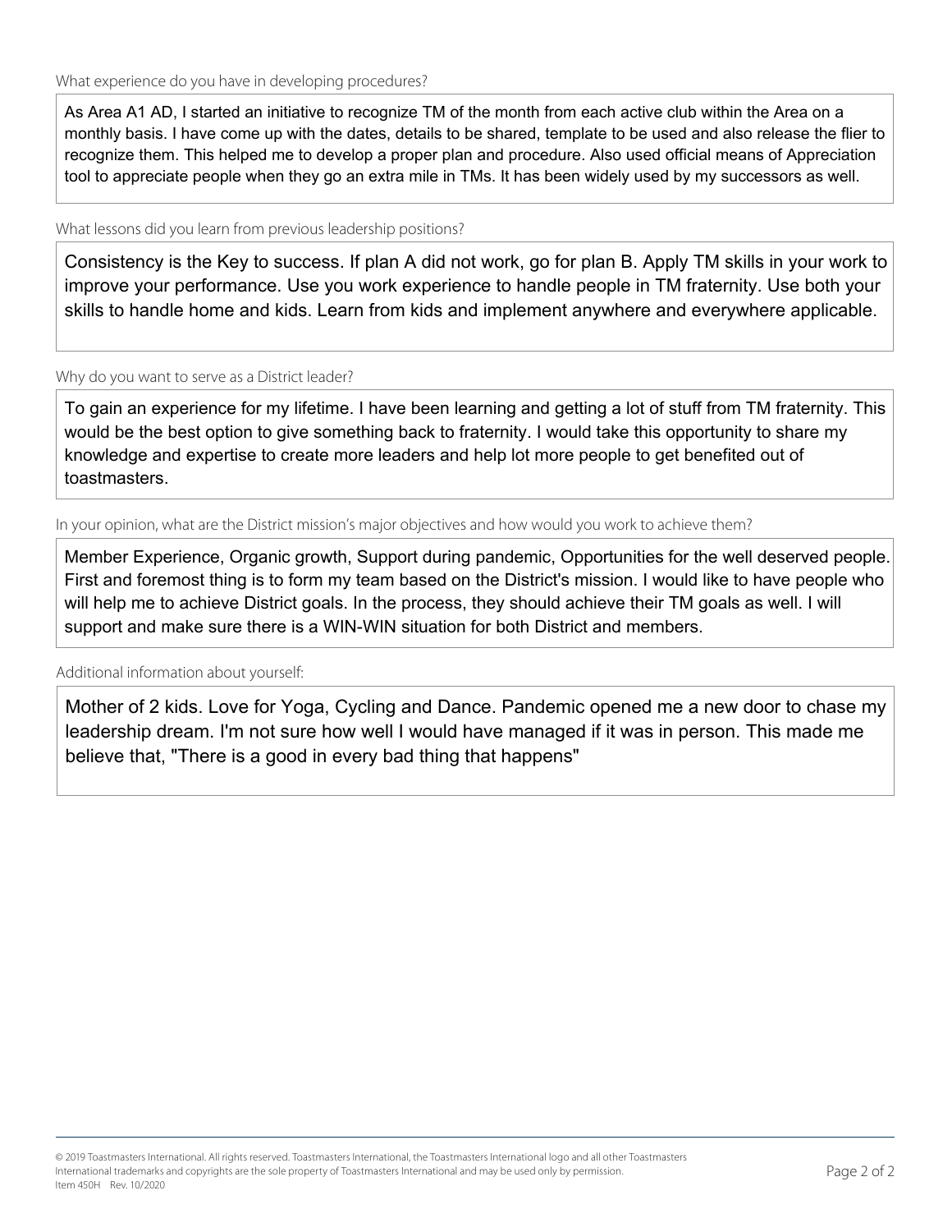What experience do you have in developing procedures?

As Area A1 AD, I started an initiative to recognize TM of the month from each active club within the Area on a monthly basis. I have come up with the dates, details to be shared, template to be used and also release the flier to recognize them. This helped me to develop a proper plan and procedure. Also used official means of Appreciation tool to appreciate people when they go an extra mile in TMs. It has been widely used by my successors as well.

What lessons did you learn from previous leadership positions?

Consistency is the Key to success. If plan A did not work, go for plan B. Apply TM skills in your work to improve your performance. Use you work experience to handle people in TM fraternity. Use both your skills to handle home and kids. Learn from kids and implement anywhere and everywhere applicable.

Why do you want to serve as a District leader?

To gain an experience for my lifetime. I have been learning and getting a lot of stuff from TM fraternity. This would be the best option to give something back to fraternity. I would take this opportunity to share my knowledge and expertise to create more leaders and help lot more people to get benefited out of toastmasters.

In your opinion, what are the District mission's major objectives and how would you work to achieve them?

Member Experience, Organic growth, Support during pandemic, Opportunities for the well deserved people. First and foremost thing is to form my team based on the District's mission. I would like to have people who will help me to achieve District goals. In the process, they should achieve their TM goals as well. I will support and make sure there is a WIN-WIN situation for both District and members.

Additional information about yourself:

Mother of 2 kids. Love for Yoga, Cycling and Dance. Pandemic opened me a new door to chase my leadership dream. I'm not sure how well I would have managed if it was in person. This made me believe that, "There is a good in every bad thing that happens"

© 2019 Toastmasters International. All rights reserved. Toastmasters International, the Toastmasters International logo and all other Toastmasters International trademarks and copyrights are the sole property of Toastmasters International and may be used only by permission.
Item 450H Rev. 10/2020